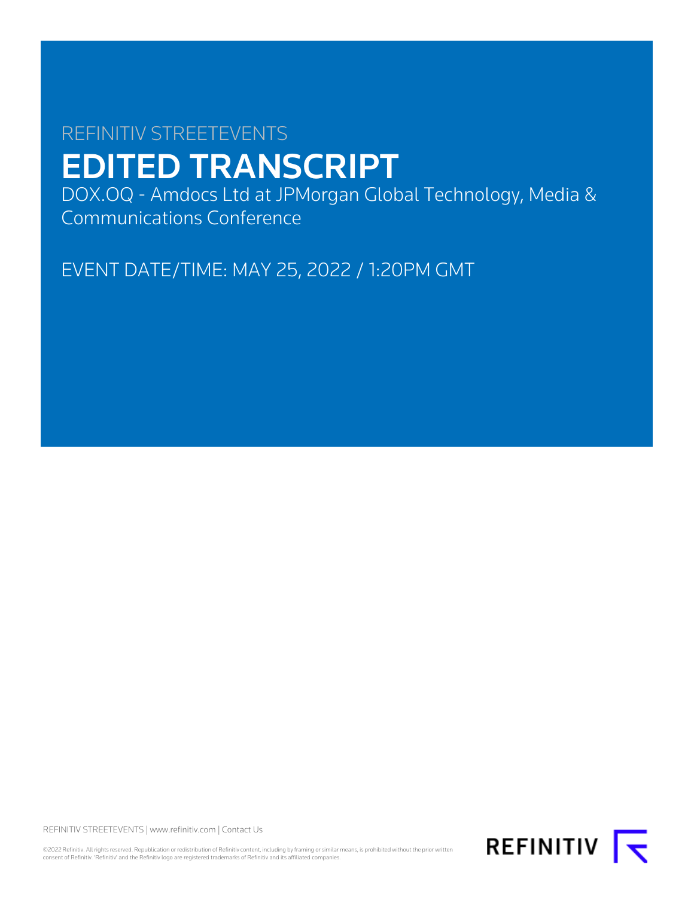REFINITIV STREETEVENTS

# EDITED TRANSCRIPT

DOX.OQ - Amdocs Ltd at JPMorgan Global Technology, Media & Communications Conference

EVENT DATE/TIME: MAY 25, 2022 / 1:20PM GMT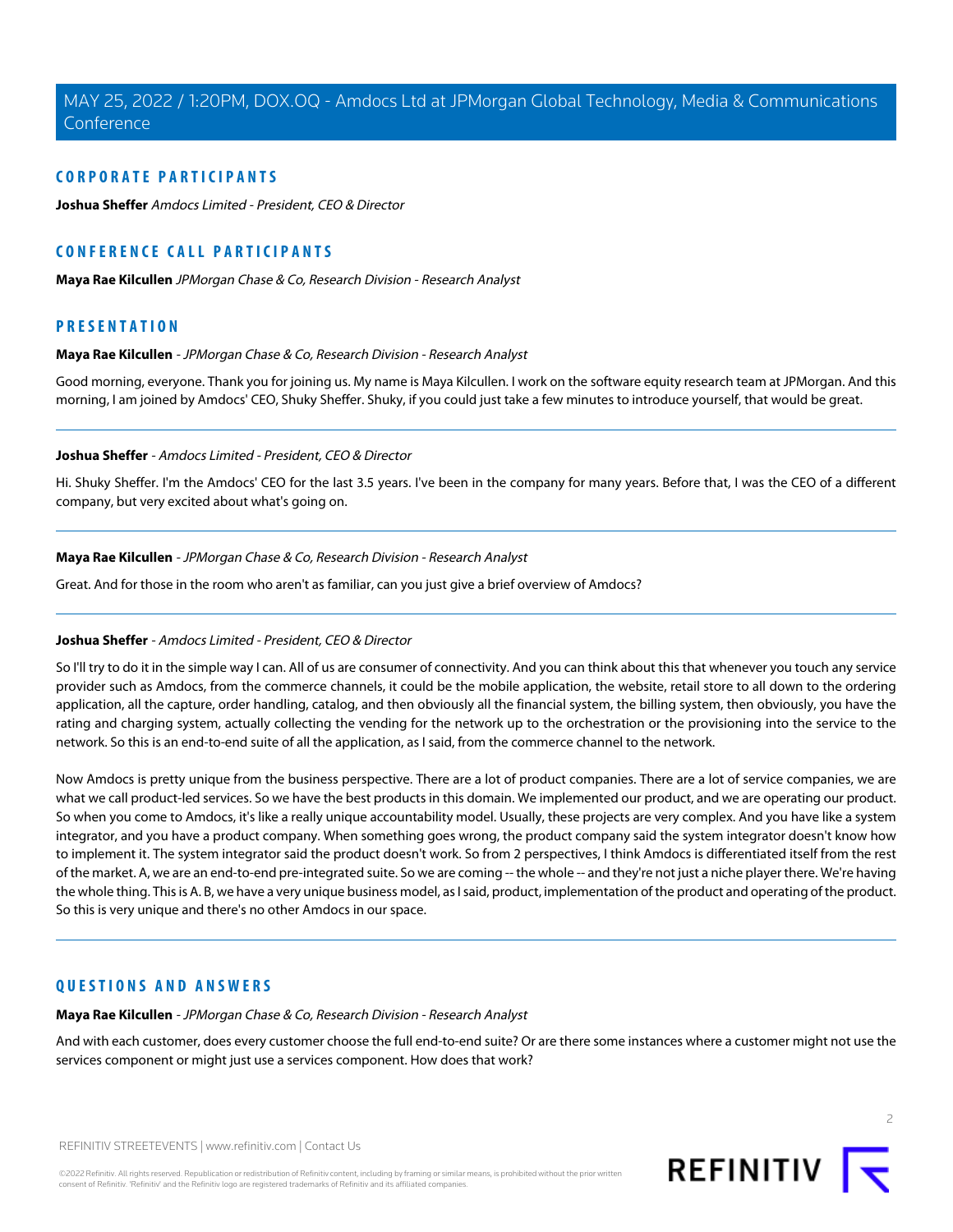## CORPORATE PARTICIPANTS

**Joshua Sheffer** *Amdocs Limited - President, CEO & Director*

## CONFERENCE CALL PARTICIPANTS

**Maya Rae Kilcullen** *JPMorgan Chase & Co, Research Division - Research Analyst*

## PRESENTATION

**Maya Rae Kilcullen** - *JPMorgan Chase & Co, Research Division - Research Analyst*

Good morning, everyone. Thank you for joining us. My name is Maya Kilcullen. I work on the software equity research team at JPMorgan. And this morning, I am joined by Amdocs' CEO, Shuky Sheffer. Shuky, if you could just take a few minutes to introduce yourself, that would be great.

---

**Joshua Sheffer** - *Amdocs Limited - President, CEO & Director*

Hi. Shuky Sheffer. I'm the Amdocs' CEO for the last 3.5 years. I've been in the company for many years. Before that, I was the CEO of a different company, but very excited about what's going on.

---

**Maya Rae Kilcullen** - *JPMorgan Chase & Co, Research Division - Research Analyst*

Great. And for those in the room who aren't as familiar, can you just give a brief overview of Amdocs?

---

**Joshua Sheffer** - *Amdocs Limited - President, CEO & Director*

So I'll try to do it in the simple way I can. All of us are consumer of connectivity. And you can think about this that whenever you touch any service provider such as Amdocs, from the commerce channels, it could be the mobile application, the website, retail store to all down to the ordering application, all the capture, order handling, catalog, and then obviously all the financial system, the billing system, then obviously, you have the rating and charging system, actually collecting the vending for the network up to the orchestration or the provisioning into the service to the network. So this is an end-to-end suite of all the application, as I said, from the commerce channel to the network.

Now Amdocs is pretty unique from the business perspective. There are a lot of product companies. There are a lot of service companies, we are what we call product-led services. So we have the best products in this domain. We implemented our product, and we are operating our product. So when you come to Amdocs, it's like a really unique accountability model. Usually, these projects are very complex. And you have like a system integrator, and you have a product company. When something goes wrong, the product company said the system integrator doesn't know how to implement it. The system integrator said the product doesn't work. So from 2 perspectives, I think Amdocs is differentiated itself from the rest of the market. A, we are an end-to-end pre-integrated suite. So we are coming -- the whole -- and they're not just a niche player there. We're having the whole thing. This is A. B, we have a very unique business model, as I said, product, implementation of the product and operating of the product. So this is very unique and there's no other Amdocs in our space.

---

## QUESTIONS AND ANSWERS

**Maya Rae Kilcullen** - *JPMorgan Chase & Co, Research Division - Research Analyst*

And with each customer, does every customer choose the full end-to-end suite? Or are there some instances where a customer might not use the services component or might just use a services component. How does that work?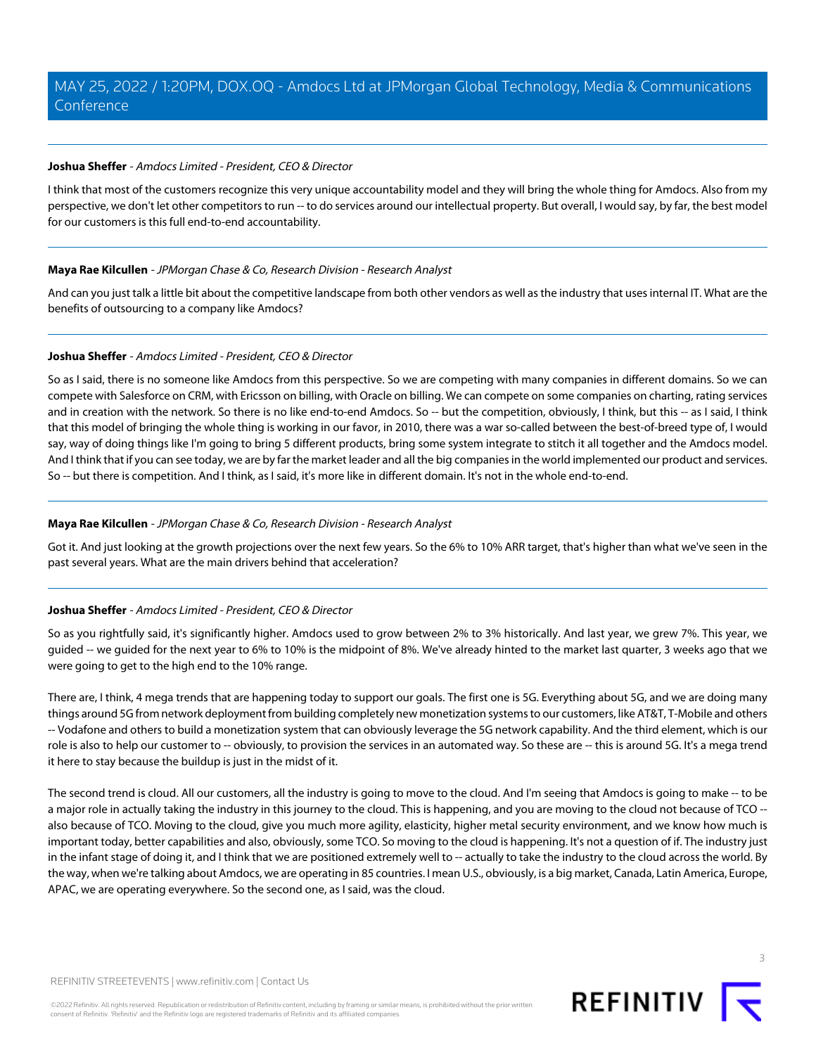**Joshua Sheffer** - *Amdocs Limited - President, CEO & Director*

I think that most of the customers recognize this very unique accountability model and they will bring the whole thing for Amdocs. Also from my perspective, we don't let other competitors to run -- to do services around our intellectual property. But overall, I would say, by far, the best model for our customers is this full end-to-end accountability.

---

**Maya Rae Kilcullen** - *JPMorgan Chase & Co, Research Division - Research Analyst*

And can you just talk a little bit about the competitive landscape from both other vendors as well as the industry that uses internal IT. What are the benefits of outsourcing to a company like Amdocs?

---

**Joshua Sheffer** - *Amdocs Limited - President, CEO & Director*

So as I said, there is no someone like Amdocs from this perspective. So we are competing with many companies in different domains. So we can compete with Salesforce on CRM, with Ericsson on billing, with Oracle on billing. We can compete on some companies on charting, rating services and in creation with the network. So there is no like end-to-end Amdocs. So -- but the competition, obviously, I think, but this -- as I said, I think that this model of bringing the whole thing is working in our favor, in 2010, there was a war so-called between the best-of-breed type of, I would say, way of doing things like I'm going to bring 5 different products, bring some system integrate to stitch it all together and the Amdocs model. And I think that if you can see today, we are by far the market leader and all the big companies in the world implemented our product and services. So -- but there is competition. And I think, as I said, it's more like in different domain. It's not in the whole end-to-end.

---

**Maya Rae Kilcullen** - *JPMorgan Chase & Co, Research Division - Research Analyst*

Got it. And just looking at the growth projections over the next few years. So the 6% to 10% ARR target, that's higher than what we've seen in the past several years. What are the main drivers behind that acceleration?

---

**Joshua Sheffer** - *Amdocs Limited - President, CEO & Director*

So as you rightfully said, it's significantly higher. Amdocs used to grow between 2% to 3% historically. And last year, we grew 7%. This year, we guided -- we guided for the next year to 6% to 10% is the midpoint of 8%. We've already hinted to the market last quarter, 3 weeks ago that we were going to get to the high end to the 10% range.

There are, I think, 4 mega trends that are happening today to support our goals. The first one is 5G. Everything about 5G, and we are doing many things around 5G from network deployment from building completely new monetization systems to our customers, like AT&T, T-Mobile and others -- Vodafone and others to build a monetization system that can obviously leverage the 5G network capability. And the third element, which is our role is also to help our customer to -- obviously, to provision the services in an automated way. So these are -- this is around 5G. It's a mega trend it here to stay because the buildup is just in the midst of it.

The second trend is cloud. All our customers, all the industry is going to move to the cloud. And I'm seeing that Amdocs is going to make -- to be a major role in actually taking the industry in this journey to the cloud. This is happening, and you are moving to the cloud not because of TCO -- also because of TCO. Moving to the cloud, give you much more agility, elasticity, higher metal security environment, and we know how much is important today, better capabilities and also, obviously, some TCO. So moving to the cloud is happening. It's not a question of if. The industry just in the infant stage of doing it, and I think that we are positioned extremely well to -- actually to take the industry to the cloud across the world. By the way, when we're talking about Amdocs, we are operating in 85 countries. I mean U.S., obviously, is a big market, Canada, Latin America, Europe, APAC, we are operating everywhere. So the second one, as I said, was the cloud.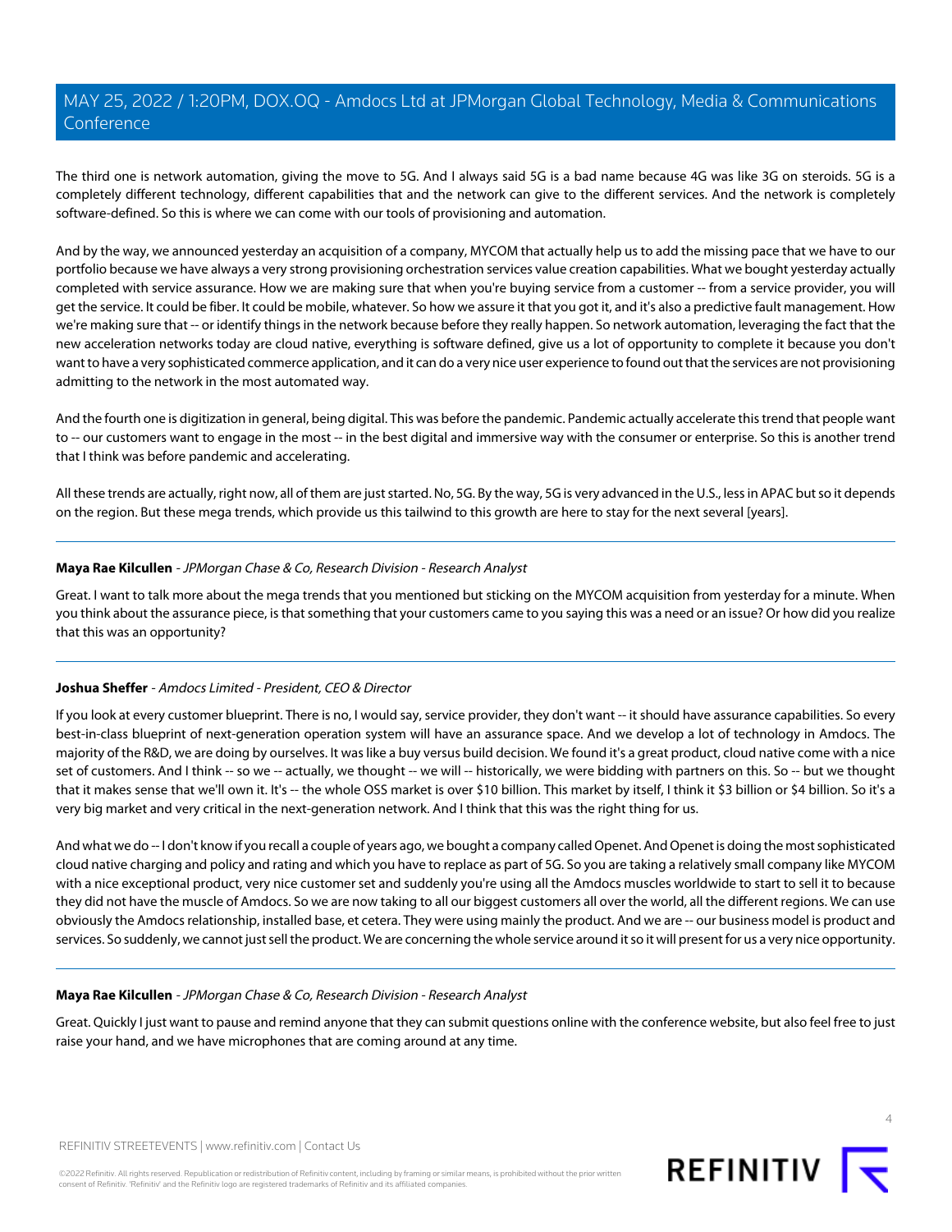The third one is network automation, giving the move to 5G. And I always said 5G is a bad name because 4G was like 3G on steroids. 5G is a completely different technology, different capabilities that and the network can give to the different services. And the network is completely software-defined. So this is where we can come with our tools of provisioning and automation.

And by the way, we announced yesterday an acquisition of a company, MYCOM that actually help us to add the missing pace that we have to our portfolio because we have always a very strong provisioning orchestration services value creation capabilities. What we bought yesterday actually completed with service assurance. How we are making sure that when you're buying service from a customer -- from a service provider, you will get the service. It could be fiber. It could be mobile, whatever. So how we assure it that you got it, and it's also a predictive fault management. How we're making sure that -- or identify things in the network because before they really happen. So network automation, leveraging the fact that the new acceleration networks today are cloud native, everything is software defined, give us a lot of opportunity to complete it because you don't want to have a very sophisticated commerce application, and it can do a very nice user experience to found out that the services are not provisioning admitting to the network in the most automated way.

And the fourth one is digitization in general, being digital. This was before the pandemic. Pandemic actually accelerate this trend that people want to -- our customers want to engage in the most -- in the best digital and immersive way with the consumer or enterprise. So this is another trend that I think was before pandemic and accelerating.

All these trends are actually, right now, all of them are just started. No, 5G. By the way, 5G is very advanced in the U.S., less in APAC but so it depends on the region. But these mega trends, which provide us this tailwind to this growth are here to stay for the next several [years].

---

**Maya Rae Kilcullen** - *JPMorgan Chase & Co, Research Division - Research Analyst*

Great. I want to talk more about the mega trends that you mentioned but sticking on the MYCOM acquisition from yesterday for a minute. When you think about the assurance piece, is that something that your customers came to you saying this was a need or an issue? Or how did you realize that this was an opportunity?

---

**Joshua Sheffer** - *Amdocs Limited - President, CEO & Director*

If you look at every customer blueprint. There is no, I would say, service provider, they don't want -- it should have assurance capabilities. So every best-in-class blueprint of next-generation operation system will have an assurance space. And we develop a lot of technology in Amdocs. The majority of the R&D, we are doing by ourselves. It was like a buy versus build decision. We found it's a great product, cloud native come with a nice set of customers. And I think -- so we -- actually, we thought -- we will -- historically, we were bidding with partners on this. So -- but we thought that it makes sense that we'll own it. It's -- the whole OSS market is over $10 billion. This market by itself, I think it $3 billion or $4 billion. So it's a very big market and very critical in the next-generation network. And I think that this was the right thing for us.

And what we do -- I don't know if you recall a couple of years ago, we bought a company called Openet. And Openet is doing the most sophisticated cloud native charging and policy and rating and which you have to replace as part of 5G. So you are taking a relatively small company like MYCOM with a nice exceptional product, very nice customer set and suddenly you're using all the Amdocs muscles worldwide to start to sell it to because they did not have the muscle of Amdocs. So we are now taking to all our biggest customers all over the world, all the different regions. We can use obviously the Amdocs relationship, installed base, et cetera. They were using mainly the product. And we are -- our business model is product and services. So suddenly, we cannot just sell the product. We are concerning the whole service around it so it will present for us a very nice opportunity.

---

**Maya Rae Kilcullen** - *JPMorgan Chase & Co, Research Division - Research Analyst*

Great. Quickly I just want to pause and remind anyone that they can submit questions online with the conference website, but also feel free to just raise your hand, and we have microphones that are coming around at any time.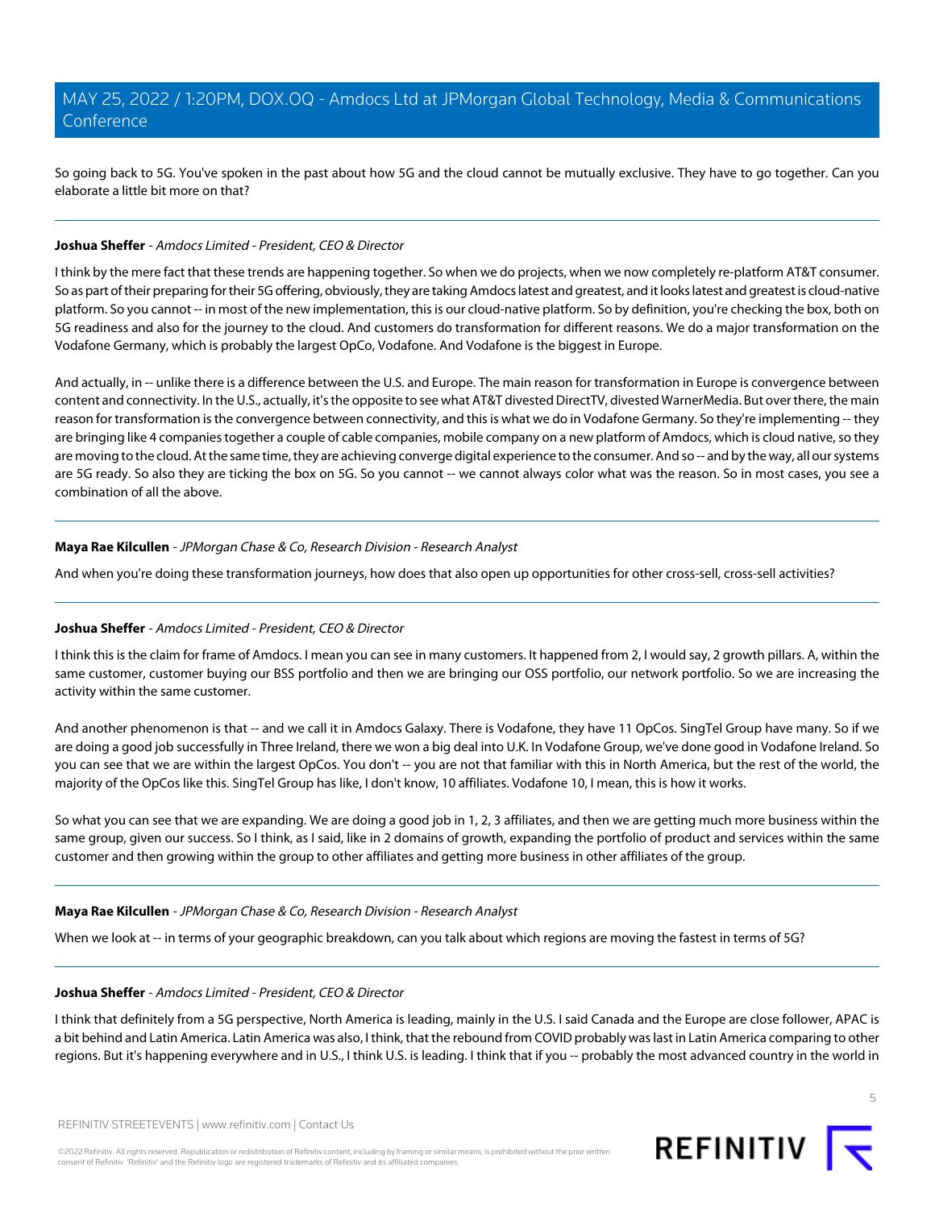So going back to 5G. You've spoken in the past about how 5G and the cloud cannot be mutually exclusive. They have to go together. Can you elaborate a little bit more on that?

---

**Joshua Sheffer** - *Amdocs Limited - President, CEO & Director*

I think by the mere fact that these trends are happening together. So when we do projects, when we now completely re-platform AT&T consumer. So as part of their preparing for their 5G offering, obviously, they are taking Amdocs latest and greatest, and it looks latest and greatest is cloud-native platform. So you cannot -- in most of the new implementation, this is our cloud-native platform. So by definition, you're checking the box, both on 5G readiness and also for the journey to the cloud. And customers do transformation for different reasons. We do a major transformation on the Vodafone Germany, which is probably the largest OpCo, Vodafone. And Vodafone is the biggest in Europe.

And actually, in -- unlike there is a difference between the U.S. and Europe. The main reason for transformation in Europe is convergence between content and connectivity. In the U.S., actually, it's the opposite to see what AT&T divested DirectTV, divested WarnerMedia. But over there, the main reason for transformation is the convergence between connectivity, and this is what we do in Vodafone Germany. So they're implementing -- they are bringing like 4 companies together a couple of cable companies, mobile company on a new platform of Amdocs, which is cloud native, so they are moving to the cloud. At the same time, they are achieving converge digital experience to the consumer. And so -- and by the way, all our systems are 5G ready. So also they are ticking the box on 5G. So you cannot -- we cannot always color what was the reason. So in most cases, you see a combination of all the above.

---

**Maya Rae Kilcullen** - *JPMorgan Chase & Co, Research Division - Research Analyst*

And when you're doing these transformation journeys, how does that also open up opportunities for other cross-sell, cross-sell activities?

---

**Joshua Sheffer** - *Amdocs Limited - President, CEO & Director*

I think this is the claim for frame of Amdocs. I mean you can see in many customers. It happened from 2, I would say, 2 growth pillars. A, within the same customer, customer buying our BSS portfolio and then we are bringing our OSS portfolio, our network portfolio. So we are increasing the activity within the same customer.

And another phenomenon is that -- and we call it in Amdocs Galaxy. There is Vodafone, they have 11 OpCos. SingTel Group have many. So if we are doing a good job successfully in Three Ireland, there we won a big deal into U.K. In Vodafone Group, we've done good in Vodafone Ireland. So you can see that we are within the largest OpCos. You don't -- you are not that familiar with this in North America, but the rest of the world, the majority of the OpCos like this. SingTel Group has like, I don't know, 10 affiliates. Vodafone 10, I mean, this is how it works.

So what you can see that we are expanding. We are doing a good job in 1, 2, 3 affiliates, and then we are getting much more business within the same group, given our success. So I think, as I said, like in 2 domains of growth, expanding the portfolio of product and services within the same customer and then growing within the group to other affiliates and getting more business in other affiliates of the group.

---

**Maya Rae Kilcullen** - *JPMorgan Chase & Co, Research Division - Research Analyst*

When we look at -- in terms of your geographic breakdown, can you talk about which regions are moving the fastest in terms of 5G?

---

**Joshua Sheffer** - *Amdocs Limited - President, CEO & Director*

I think that definitely from a 5G perspective, North America is leading, mainly in the U.S. I said Canada and the Europe are close follower, APAC is a bit behind and Latin America. Latin America was also, I think, that the rebound from COVID probably was last in Latin America comparing to other regions. But it's happening everywhere and in U.S., I think U.S. is leading. I think that if you -- probably the most advanced country in the world in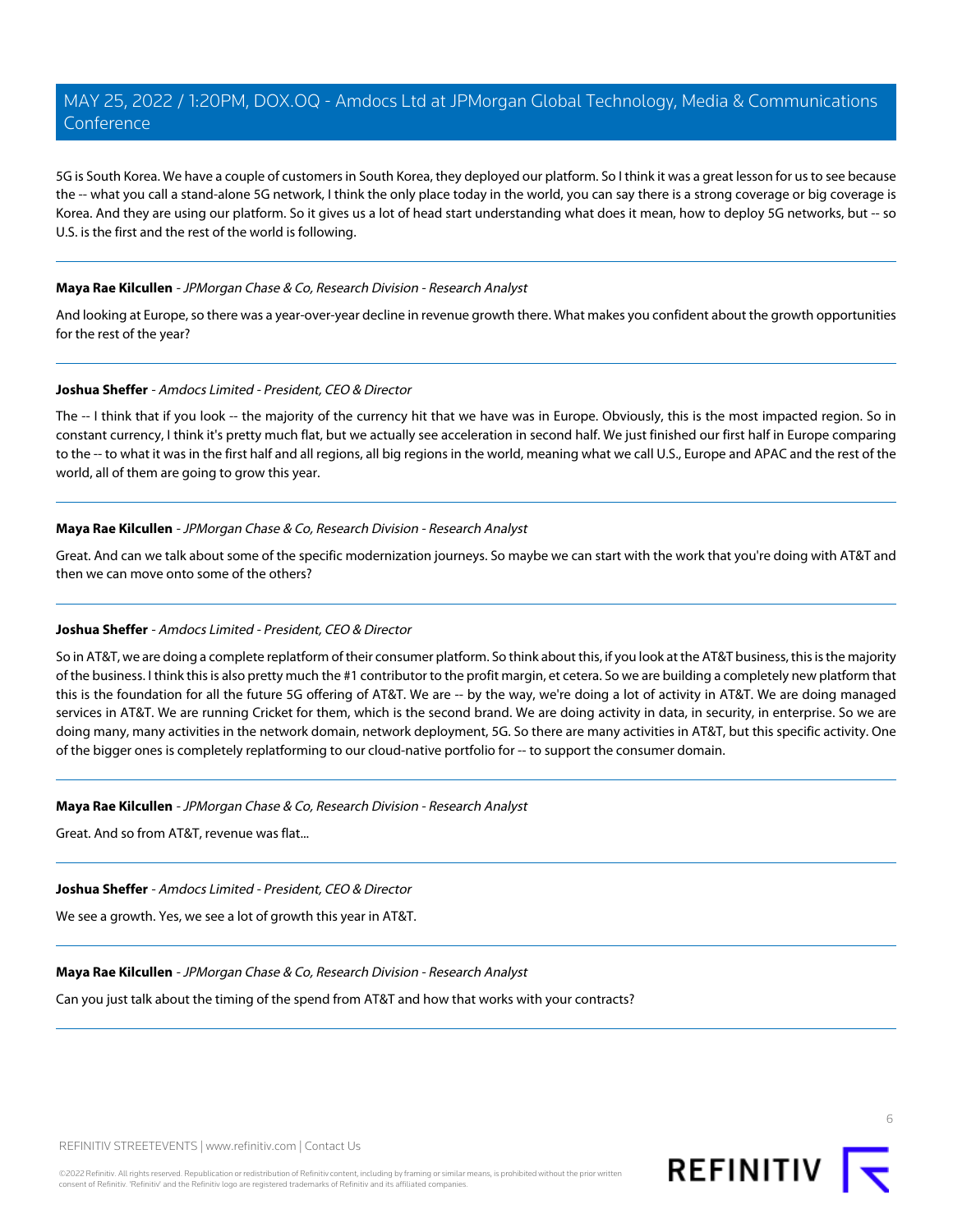5G is South Korea. We have a couple of customers in South Korea, they deployed our platform. So I think it was a great lesson for us to see because the -- what you call a stand-alone 5G network, I think the only place today in the world, you can say there is a strong coverage or big coverage is Korea. And they are using our platform. So it gives us a lot of head start understanding what does it mean, how to deploy 5G networks, but -- so U.S. is the first and the rest of the world is following.

---

**Maya Rae Kilcullen** - *JPMorgan Chase & Co, Research Division - Research Analyst*

And looking at Europe, so there was a year-over-year decline in revenue growth there. What makes you confident about the growth opportunities for the rest of the year?

---

**Joshua Sheffer** - *Amdocs Limited - President, CEO & Director*

The -- I think that if you look -- the majority of the currency hit that we have was in Europe. Obviously, this is the most impacted region. So in constant currency, I think it's pretty much flat, but we actually see acceleration in second half. We just finished our first half in Europe comparing to the -- to what it was in the first half and all regions, all big regions in the world, meaning what we call U.S., Europe and APAC and the rest of the world, all of them are going to grow this year.

---

**Maya Rae Kilcullen** - *JPMorgan Chase & Co, Research Division - Research Analyst*

Great. And can we talk about some of the specific modernization journeys. So maybe we can start with the work that you're doing with AT&T and then we can move onto some of the others?

---

**Joshua Sheffer** - *Amdocs Limited - President, CEO & Director*

So in AT&T, we are doing a complete replatform of their consumer platform. So think about this, if you look at the AT&T business, this is the majority of the business. I think this is also pretty much the #1 contributor to the profit margin, et cetera. So we are building a completely new platform that this is the foundation for all the future 5G offering of AT&T. We are -- by the way, we're doing a lot of activity in AT&T. We are doing managed services in AT&T. We are running Cricket for them, which is the second brand. We are doing activity in data, in security, in enterprise. So we are doing many, many activities in the network domain, network deployment, 5G. So there are many activities in AT&T, but this specific activity. One of the bigger ones is completely replatforming to our cloud-native portfolio for -- to support the consumer domain.

---

**Maya Rae Kilcullen** - *JPMorgan Chase & Co, Research Division - Research Analyst*

Great. And so from AT&T, revenue was flat...

---

**Joshua Sheffer** - *Amdocs Limited - President, CEO & Director*

We see a growth. Yes, we see a lot of growth this year in AT&T.

---

**Maya Rae Kilcullen** - *JPMorgan Chase & Co, Research Division - Research Analyst*

Can you just talk about the timing of the spend from AT&T and how that works with your contracts?

---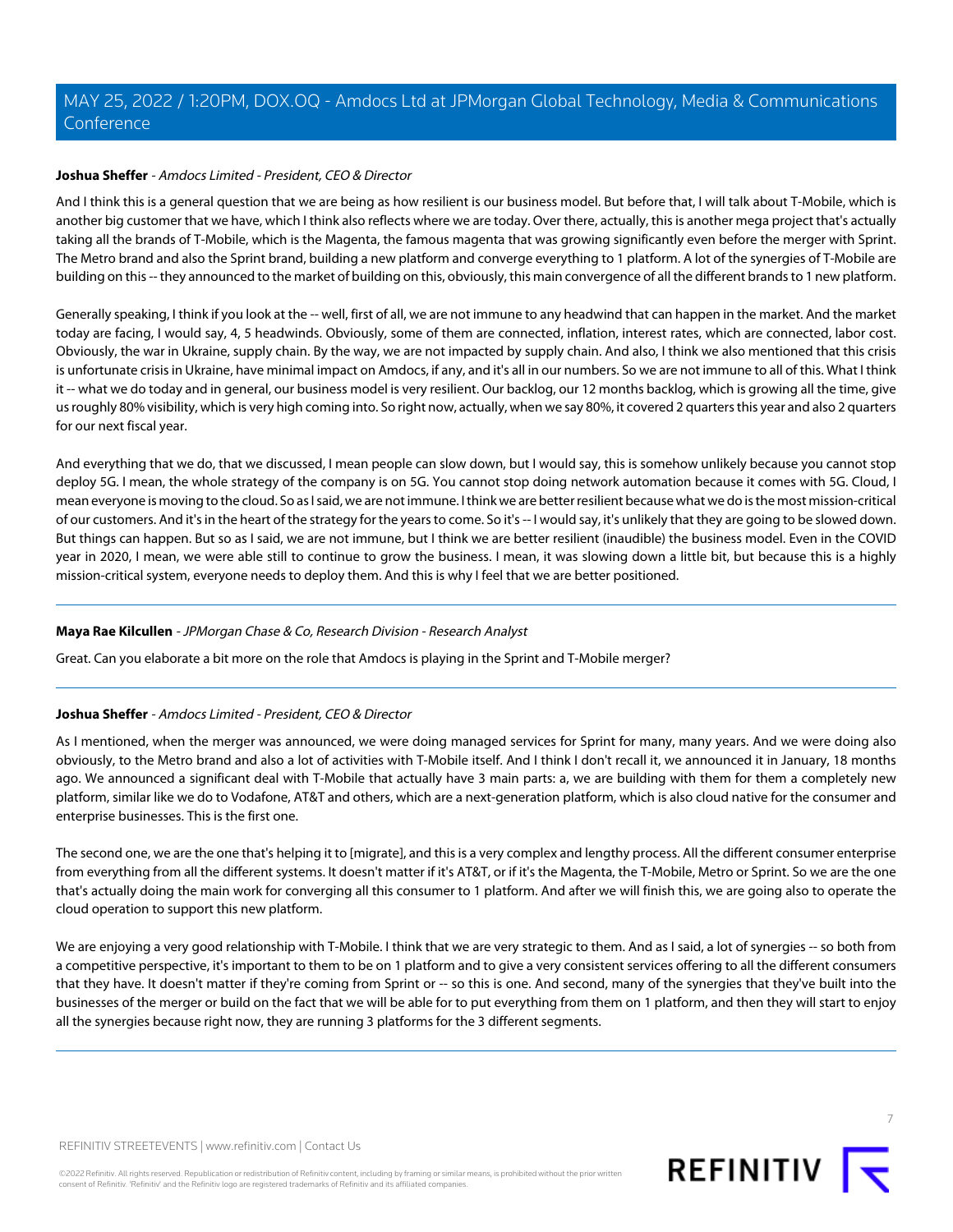**Joshua Sheffer** - *Amdocs Limited - President, CEO & Director*

And I think this is a general question that we are being as how resilient is our business model. But before that, I will talk about T-Mobile, which is another big customer that we have, which I think also reflects where we are today. Over there, actually, this is another mega project that's actually taking all the brands of T-Mobile, which is the Magenta, the famous magenta that was growing significantly even before the merger with Sprint. The Metro brand and also the Sprint brand, building a new platform and converge everything to 1 platform. A lot of the synergies of T-Mobile are building on this -- they announced to the market of building on this, obviously, this main convergence of all the different brands to 1 new platform.

Generally speaking, I think if you look at the -- well, first of all, we are not immune to any headwind that can happen in the market. And the market today are facing, I would say, 4, 5 headwinds. Obviously, some of them are connected, inflation, interest rates, which are connected, labor cost. Obviously, the war in Ukraine, supply chain. By the way, we are not impacted by supply chain. And also, I think we also mentioned that this crisis is unfortunate crisis in Ukraine, have minimal impact on Amdocs, if any, and it's all in our numbers. So we are not immune to all of this. What I think it -- what we do today and in general, our business model is very resilient. Our backlog, our 12 months backlog, which is growing all the time, give us roughly 80% visibility, which is very high coming into. So right now, actually, when we say 80%, it covered 2 quarters this year and also 2 quarters for our next fiscal year.

And everything that we do, that we discussed, I mean people can slow down, but I would say, this is somehow unlikely because you cannot stop deploy 5G. I mean, the whole strategy of the company is on 5G. You cannot stop doing network automation because it comes with 5G. Cloud, I mean everyone is moving to the cloud. So as I said, we are not immune. I think we are better resilient because what we do is the most mission-critical of our customers. And it's in the heart of the strategy for the years to come. So it's -- I would say, it's unlikely that they are going to be slowed down. But things can happen. But so as I said, we are not immune, but I think we are better resilient (inaudible) the business model. Even in the COVID year in 2020, I mean, we were able still to continue to grow the business. I mean, it was slowing down a little bit, but because this is a highly mission-critical system, everyone needs to deploy them. And this is why I feel that we are better positioned.

---

**Maya Rae Kilcullen** - *JPMorgan Chase & Co, Research Division - Research Analyst*

Great. Can you elaborate a bit more on the role that Amdocs is playing in the Sprint and T-Mobile merger?

---

**Joshua Sheffer** - *Amdocs Limited - President, CEO & Director*

As I mentioned, when the merger was announced, we were doing managed services for Sprint for many, many years. And we were doing also obviously, to the Metro brand and also a lot of activities with T-Mobile itself. And I think I don't recall it, we announced it in January, 18 months ago. We announced a significant deal with T-Mobile that actually have 3 main parts: a, we are building with them for them a completely new platform, similar like we do to Vodafone, AT&T and others, which are a next-generation platform, which is also cloud native for the consumer and enterprise businesses. This is the first one.

The second one, we are the one that's helping it to [migrate], and this is a very complex and lengthy process. All the different consumer enterprise from everything from all the different systems. It doesn't matter if it's AT&T, or if it's the Magenta, the T-Mobile, Metro or Sprint. So we are the one that's actually doing the main work for converging all this consumer to 1 platform. And after we will finish this, we are going also to operate the cloud operation to support this new platform.

We are enjoying a very good relationship with T-Mobile. I think that we are very strategic to them. And as I said, a lot of synergies -- so both from a competitive perspective, it's important to them to be on 1 platform and to give a very consistent services offering to all the different consumers that they have. It doesn't matter if they're coming from Sprint or -- so this is one. And second, many of the synergies that they've built into the businesses of the merger or build on the fact that we will be able for to put everything from them on 1 platform, and then they will start to enjoy all the synergies because right now, they are running 3 platforms for the 3 different segments.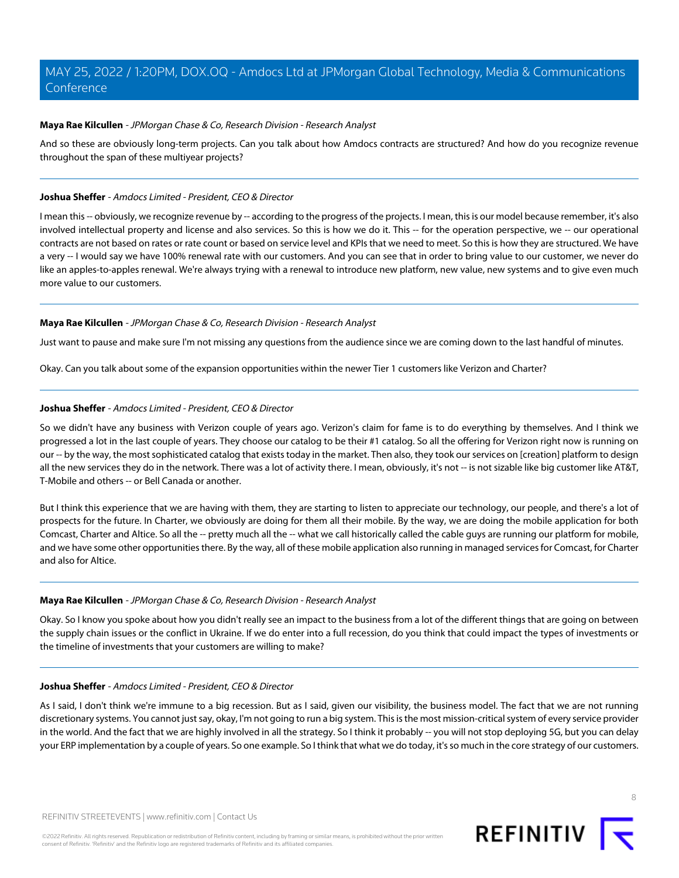**Maya Rae Kilcullen** - *JPMorgan Chase & Co, Research Division - Research Analyst*

And so these are obviously long-term projects. Can you talk about how Amdocs contracts are structured? And how do you recognize revenue throughout the span of these multiyear projects?

---

**Joshua Sheffer** - *Amdocs Limited - President, CEO & Director*

I mean this -- obviously, we recognize revenue by -- according to the progress of the projects. I mean, this is our model because remember, it's also involved intellectual property and license and also services. So this is how we do it. This -- for the operation perspective, we -- our operational contracts are not based on rates or rate count or based on service level and KPIs that we need to meet. So this is how they are structured. We have a very -- I would say we have 100% renewal rate with our customers. And you can see that in order to bring value to our customer, we never do like an apples-to-apples renewal. We're always trying with a renewal to introduce new platform, new value, new systems and to give even much more value to our customers.

---

**Maya Rae Kilcullen** - *JPMorgan Chase & Co, Research Division - Research Analyst*

Just want to pause and make sure I'm not missing any questions from the audience since we are coming down to the last handful of minutes.

Okay. Can you talk about some of the expansion opportunities within the newer Tier 1 customers like Verizon and Charter?

---

**Joshua Sheffer** - *Amdocs Limited - President, CEO & Director*

So we didn't have any business with Verizon couple of years ago. Verizon's claim for fame is to do everything by themselves. And I think we progressed a lot in the last couple of years. They choose our catalog to be their #1 catalog. So all the offering for Verizon right now is running on our -- by the way, the most sophisticated catalog that exists today in the market. Then also, they took our services on [creation] platform to design all the new services they do in the network. There was a lot of activity there. I mean, obviously, it's not -- is not sizable like big customer like AT&T, T-Mobile and others -- or Bell Canada or another.

But I think this experience that we are having with them, they are starting to listen to appreciate our technology, our people, and there's a lot of prospects for the future. In Charter, we obviously are doing for them all their mobile. By the way, we are doing the mobile application for both Comcast, Charter and Altice. So all the -- pretty much all the -- what we call historically called the cable guys are running our platform for mobile, and we have some other opportunities there. By the way, all of these mobile application also running in managed services for Comcast, for Charter and also for Altice.

---

**Maya Rae Kilcullen** - *JPMorgan Chase & Co, Research Division - Research Analyst*

Okay. So I know you spoke about how you didn't really see an impact to the business from a lot of the different things that are going on between the supply chain issues or the conflict in Ukraine. If we do enter into a full recession, do you think that could impact the types of investments or the timeline of investments that your customers are willing to make?

---

**Joshua Sheffer** - *Amdocs Limited - President, CEO & Director*

As I said, I don't think we're immune to a big recession. But as I said, given our visibility, the business model. The fact that we are not running discretionary systems. You cannot just say, okay, I'm not going to run a big system. This is the most mission-critical system of every service provider in the world. And the fact that we are highly involved in all the strategy. So I think it probably -- you will not stop deploying 5G, but you can delay your ERP implementation by a couple of years. So one example. So I think that what we do today, it's so much in the core strategy of our customers.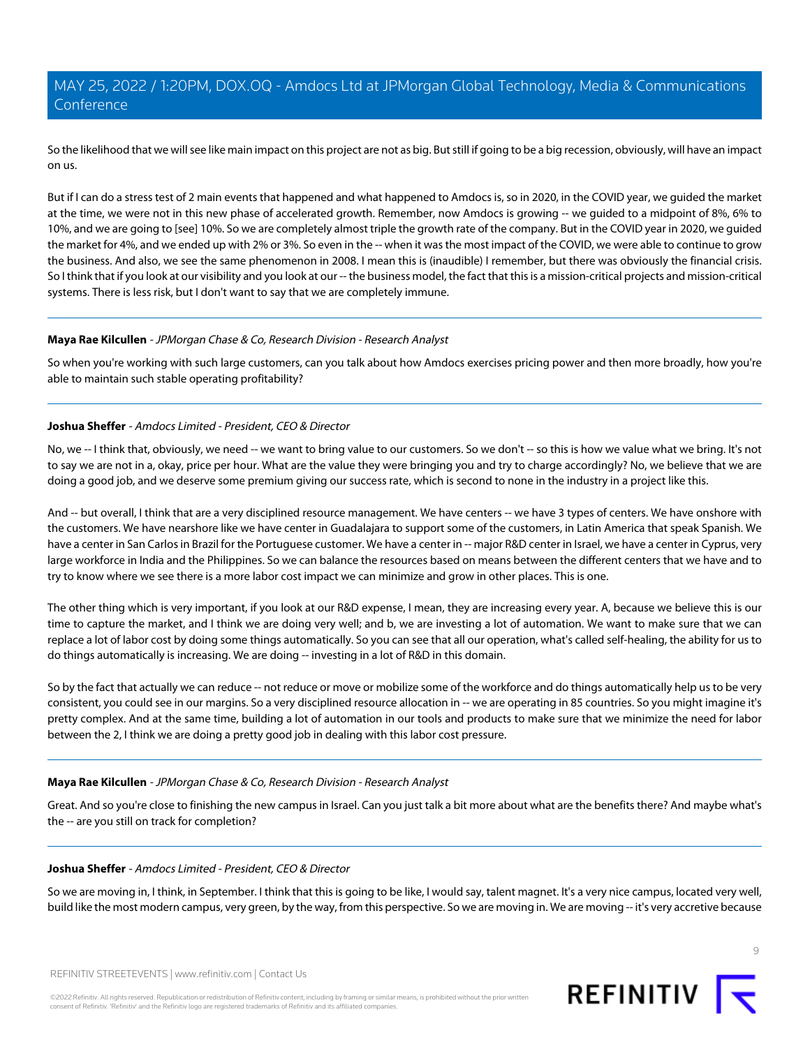So the likelihood that we will see like main impact on this project are not as big. But still if going to be a big recession, obviously, will have an impact on us.

But if I can do a stress test of 2 main events that happened and what happened to Amdocs is, so in 2020, in the COVID year, we guided the market at the time, we were not in this new phase of accelerated growth. Remember, now Amdocs is growing -- we guided to a midpoint of 8%, 6% to 10%, and we are going to [see] 10%. So we are completely almost triple the growth rate of the company. But in the COVID year in 2020, we guided the market for 4%, and we ended up with 2% or 3%. So even in the -- when it was the most impact of the COVID, we were able to continue to grow the business. And also, we see the same phenomenon in 2008. I mean this is (inaudible) I remember, but there was obviously the financial crisis. So I think that if you look at our visibility and you look at our -- the business model, the fact that this is a mission-critical projects and mission-critical systems. There is less risk, but I don't want to say that we are completely immune.

---

**Maya Rae Kilcullen** - *JPMorgan Chase & Co, Research Division - Research Analyst*

So when you're working with such large customers, can you talk about how Amdocs exercises pricing power and then more broadly, how you're able to maintain such stable operating profitability?

---

**Joshua Sheffer** - *Amdocs Limited - President, CEO & Director*

No, we -- I think that, obviously, we need -- we want to bring value to our customers. So we don't -- so this is how we value what we bring. It's not to say we are not in a, okay, price per hour. What are the value they were bringing you and try to charge accordingly? No, we believe that we are doing a good job, and we deserve some premium giving our success rate, which is second to none in the industry in a project like this.

And -- but overall, I think that are a very disciplined resource management. We have centers -- we have 3 types of centers. We have onshore with the customers. We have nearshore like we have center in Guadalajara to support some of the customers, in Latin America that speak Spanish. We have a center in San Carlos in Brazil for the Portuguese customer. We have a center in -- major R&D center in Israel, we have a center in Cyprus, very large workforce in India and the Philippines. So we can balance the resources based on means between the different centers that we have and to try to know where we see there is a more labor cost impact we can minimize and grow in other places. This is one.

The other thing which is very important, if you look at our R&D expense, I mean, they are increasing every year. A, because we believe this is our time to capture the market, and I think we are doing very well; and b, we are investing a lot of automation. We want to make sure that we can replace a lot of labor cost by doing some things automatically. So you can see that all our operation, what's called self-healing, the ability for us to do things automatically is increasing. We are doing -- investing in a lot of R&D in this domain.

So by the fact that actually we can reduce -- not reduce or move or mobilize some of the workforce and do things automatically help us to be very consistent, you could see in our margins. So a very disciplined resource allocation in -- we are operating in 85 countries. So you might imagine it's pretty complex. And at the same time, building a lot of automation in our tools and products to make sure that we minimize the need for labor between the 2, I think we are doing a pretty good job in dealing with this labor cost pressure.

---

**Maya Rae Kilcullen** - *JPMorgan Chase & Co, Research Division - Research Analyst*

Great. And so you're close to finishing the new campus in Israel. Can you just talk a bit more about what are the benefits there? And maybe what's the -- are you still on track for completion?

---

**Joshua Sheffer** - *Amdocs Limited - President, CEO & Director*

So we are moving in, I think, in September. I think that this is going to be like, I would say, talent magnet. It's a very nice campus, located very well, build like the most modern campus, very green, by the way, from this perspective. So we are moving in. We are moving -- it's very accretive because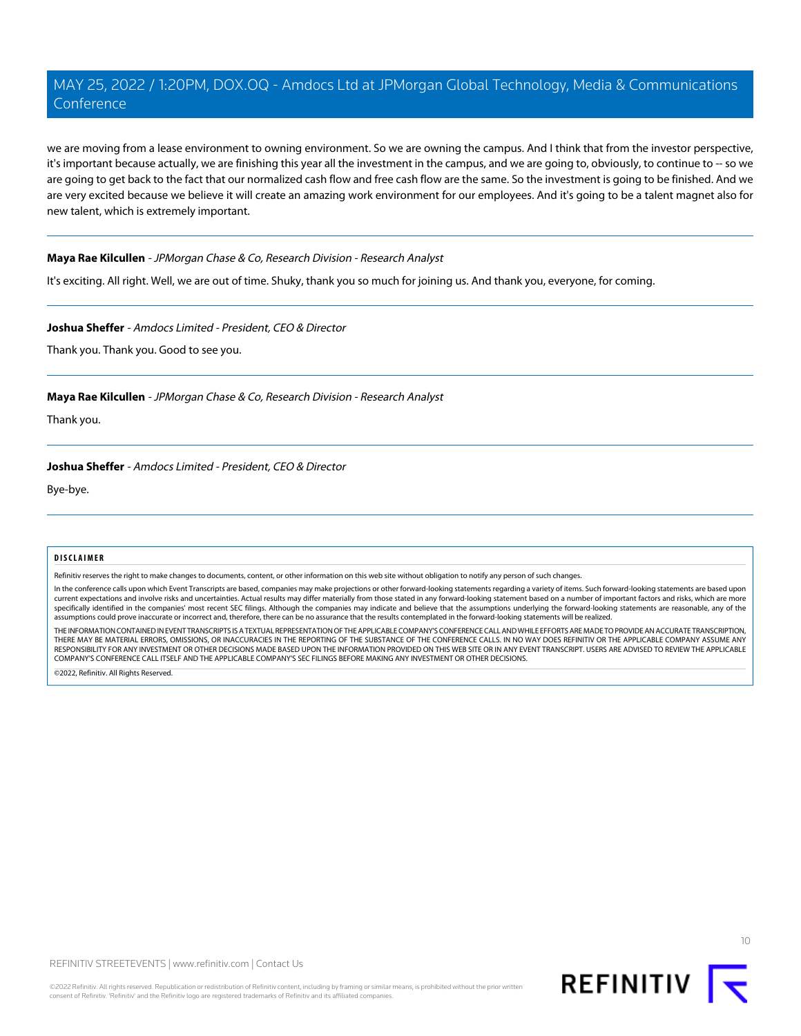we are moving from a lease environment to owning environment. So we are owning the campus. And I think that from the investor perspective, it's important because actually, we are finishing this year all the investment in the campus, and we are going to, obviously, to continue to -- so we are going to get back to the fact that our normalized cash flow and free cash flow are the same. So the investment is going to be finished. And we are very excited because we believe it will create an amazing work environment for our employees. And it's going to be a talent magnet also for new talent, which is extremely important.

---

**Maya Rae Kilcullen** - *JPMorgan Chase & Co, Research Division - Research Analyst*

It's exciting. All right. Well, we are out of time. Shuky, thank you so much for joining us. And thank you, everyone, for coming.

---

**Joshua Sheffer** - *Amdocs Limited - President, CEO & Director*

Thank you. Thank you. Good to see you.

---

**Maya Rae Kilcullen** - *JPMorgan Chase & Co, Research Division - Research Analyst*

Thank you.

---

**Joshua Sheffer** - *Amdocs Limited - President, CEO & Director*

Bye-bye.

---

**DISCLAIMER**

Refinitiv reserves the right to make changes to documents, content, or other information on this web site without obligation to notify any person of such changes.

In the conference calls upon which Event Transcripts are based, companies may make projections or other forward-looking statements regarding a variety of items. Such forward-looking statements are based upon current expectations and involve risks and uncertainties. Actual results may differ materially from those stated in any forward-looking statement based on a number of important factors and risks, which are more specifically identified in the companies' most recent SEC filings. Although the companies may indicate and believe that the assumptions underlying the forward-looking statements are reasonable, any of the assumptions could prove inaccurate or incorrect and, therefore, there can be no assurance that the results contemplated in the forward-looking statements will be realized.

THE INFORMATION CONTAINED IN EVENT TRANSCRIPTS IS A TEXTUAL REPRESENTATION OF THE APPLICABLE COMPANY'S CONFERENCE CALL AND WHILE EFFORTS ARE MADE TO PROVIDE AN ACCURATE TRANSCRIPTION, THERE MAY BE MATERIAL ERRORS, OMISSIONS, OR INACCURACIES IN THE REPORTING OF THE SUBSTANCE OF THE CONFERENCE CALLS. IN NO WAY DOES REFINITIV OR THE APPLICABLE COMPANY ASSUME ANY RESPONSIBILITY FOR ANY INVESTMENT OR OTHER DECISIONS MADE BASED UPON THE INFORMATION PROVIDED ON THIS WEB SITE OR IN ANY EVENT TRANSCRIPT. USERS ARE ADVISED TO REVIEW THE APPLICABLE COMPANY'S CONFERENCE CALL ITSELF AND THE APPLICABLE COMPANY'S SEC FILINGS BEFORE MAKING ANY INVESTMENT OR OTHER DECISIONS.

©2022, Refinitiv. All Rights Reserved.